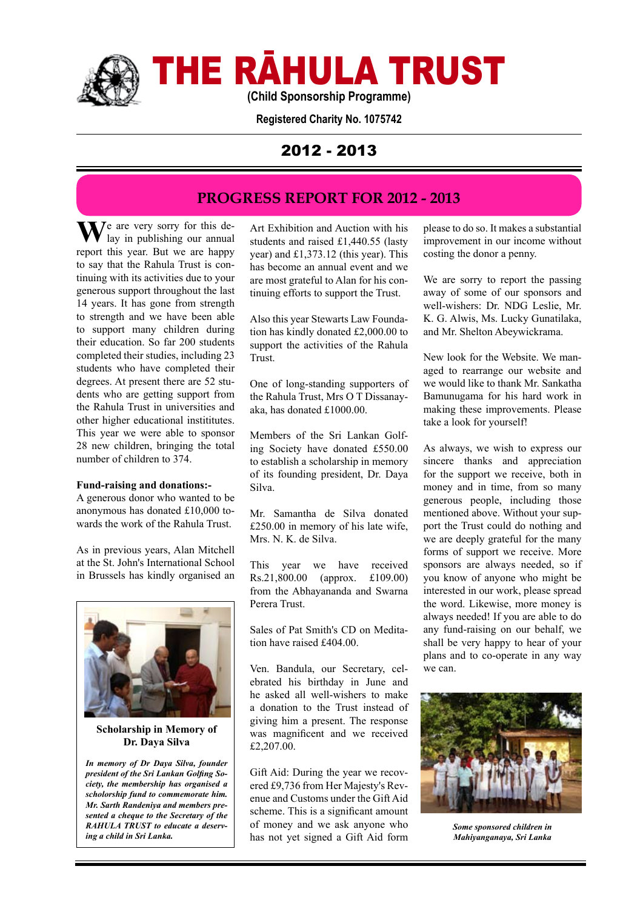# THE RĀHULA TRUST

**(Child Sponsorship Programme)**

**Registered Charity No. 1075742**

## 2012 - 2013

## PROGRESS REPORT FOR 2012 - 2013

We are very sorry for this delay in publishing our annual report this year. But we are happy to say that the Rahula Trust is continuing with its activities due to your generous support throughout the last 14 years. It has gone from strength to strength and we have been able to support many children during their education. So far 200 students completed their studies, including 23 students who have completed their degrees. At present there are 52 students who are getting support from the Rahula Trust in universities and other higher educational inststitutes. This year we were able to sponsor 28 new children, bringing the total number of children to 374.

**Fund-raising and donations:-**

A generous donor who wanted to be anonymous has donated £10,000 towards the work of the Rahula Trust.

As in previous years, Alan Mitchell at the St. John's International School in Brussels has kindly organised an Art Exhibition and Auction with his students and raised £1,440.55 (lasty year) and £1,373.12 (this year). This has become an annual event and we are most grateful to Alan for his continuing efforts to support the Trust.

**Scholarship in Memory of Dr. Daya Silva**

***In memory of Dr Daya Silva, founder president of the Sri Lankan Golfing Society, the membership has organised a scholarship fund to commemorate him. Mr. Sarth Randeniya and members presented a cheque to the Secretary of the RAHULA TRUST to educate a deserving a child in Sri Lanka.***

Also this year Stewarts Law Foundation has kindly donated £2,000.00 to support the activities of the Rahula Trust.

One of long-standing supporters of the Rahula Trust, Mrs O T Dissanayaka, has donated £1000.00.

Members of the Sri Lankan Golfing Society have donated £550.00 to establish a scholarship in memory of its founding president, Dr. Daya Silva.

Mr. Samantha de Silva donated £250.00 in memory of his late wife, Mrs. N. K. de Silva.

This year we have received Rs.21,800.00 (approx. £109.00) from the Abhayananda and Swarna Perera Trust.

Sales of Pat Smith's CD on Meditation have raised £404.00.

Ven. Bandula, our Secretary, celebrated his birthday in June and he asked all well-wishers to make a donation to the Trust instead of giving him a present. The response was magnificent and we received £2,207.00.

Gift Aid: During the year we recovered £9,736 from Her Majesty's Revenue and Customs under the Gift Aid scheme. This is a significant amount of money and we ask anyone who has not yet signed a Gift Aid form please to do so. It makes a substantial improvement in our income without costing the donor a penny.

We are sorry to report the passing away of some of our sponsors and well-wishers: Dr. NDG Leslie, Mr. K. G. Alwis, Ms. Lucky Gunatilaka, and Mr. Shelton Abeywickrama.

New look for the Website. We managed to rearrange our website and we would like to thank Mr. Sankatha Bamunugama for his hard work in making these improvements. Please take a look for yourself!

As always, we wish to express our sincere thanks and appreciation for the support we receive, both in money and in time, from so many generous people, including those mentioned above. Without your support the Trust could do nothing and we are deeply grateful for the many forms of support we receive. More sponsors are always needed, so if you know of anyone who might be interested in our work, please spread the word. Likewise, more money is always needed! If you are able to do any fund-raising on our behalf, we shall be very happy to hear of your plans and to co-operate in any way we can.

***Some sponsored children in Mahiyanganaya, Sri Lanka***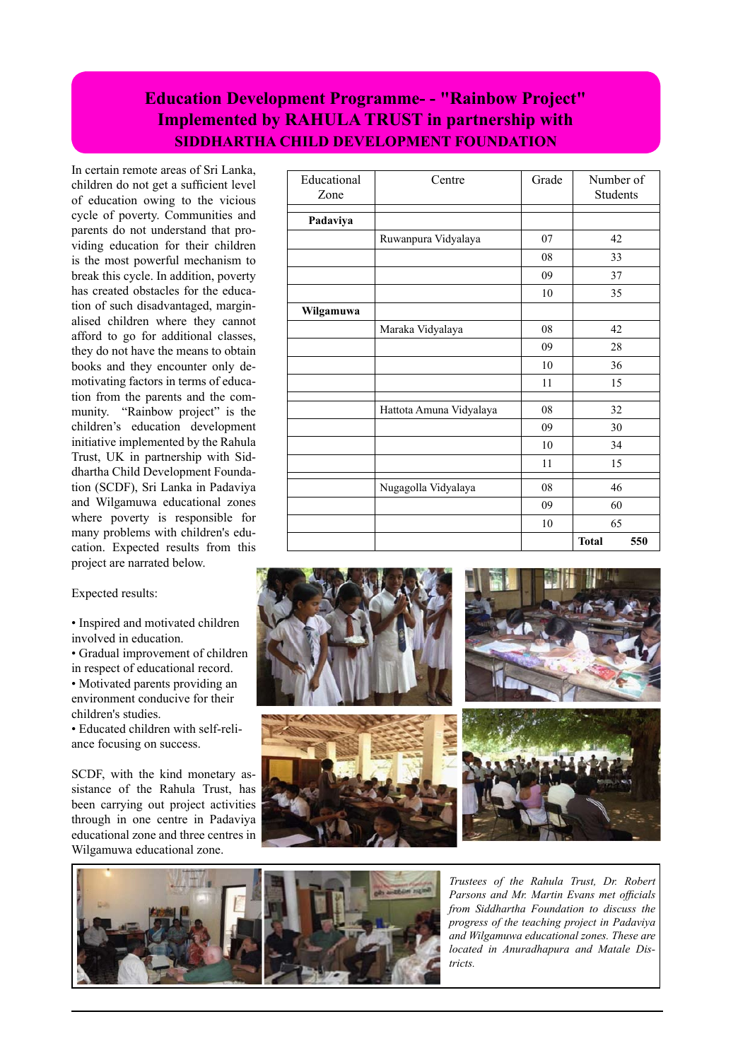# Education Development Programme- - "Rainbow Project" Implemented by RAHULA TRUST in partnership with SIDDHARTHA CHILD DEVELOPMENT FOUNDATION

In certain remote areas of Sri Lanka, children do not get a sufficient level of education owing to the vicious cycle of poverty. Communities and parents do not understand that providing education for their children is the most powerful mechanism to break this cycle. In addition, poverty has created obstacles for the education of such disadvantaged, marginalised children where they cannot afford to go for additional classes, they do not have the means to obtain books and they encounter only demotivating factors in terms of education from the parents and the community. "Rainbow project" is the children's education development initiative implemented by the Rahula Trust, UK in partnership with Siddhartha Child Development Foundation (SCDF), Sri Lanka in Padaviya and Wilgamuwa educational zones where poverty is responsible for many problems with children's education. Expected results from this project are narrated below.

| Educational Zone | Centre | Grade | Number of Students |
|---|---|---|---|
| | | | |
| **Padaviya** | | | |
| | Ruwanpura Vidyalaya | 07 | 42 |
| | | 08 | 33 |
| | | 09 | 37 |
| | | 10 | 35 |
| **Wilgamuwa** | | | |
| | Maraka Vidyalaya | 08 | 42 |
| | | 09 | 28 |
| | | 10 | 36 |
| | | 11 | 15 |
| | | | |
| | Hattota Amuna Vidyalaya | 08 | 32 |
| | | 09 | 30 |
| | | 10 | 34 |
| | | 11 | 15 |
| | | | |
| | Nugagolla Vidyalaya | 08 | 46 |
| | | 09 | 60 |
| | | 10 | 65 |
| | | | **Total** 550 |

Expected results:

- Inspired and motivated children involved in education.
- Gradual improvement of children in respect of educational record.
- Motivated parents providing an environment conducive for their children's studies.
- Educated children with self-reliance focusing on success.

SCDF, with the kind monetary assistance of the Rahula Trust, has been carrying out project activities through in one centre in Padaviya educational zone and three centres in Wilgamuwa educational zone.

*Trustees of the Rahula Trust, Dr. Robert Parsons and Mr. Martin Evans met officials from Siddhartha Foundation to discuss the progress of the teaching project in Padaviya and Wilgamuwa educational zones. These are located in Anuradhapura and Matale Districts.*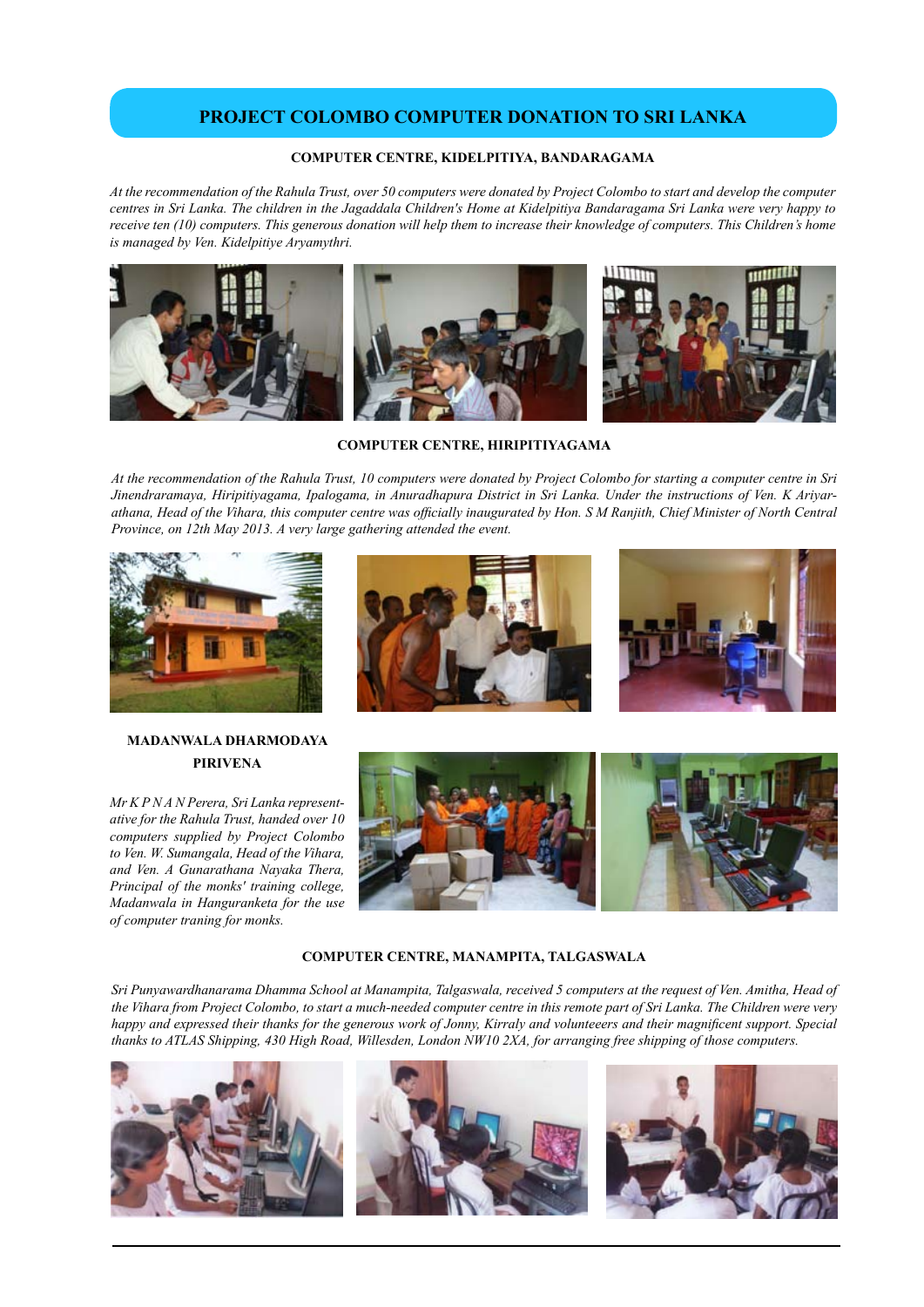# PROJECT COLOMBO COMPUTER DONATION TO SRI LANKA

## COMPUTER CENTRE, KIDELPITIYA, BANDARAGAMA

*At the recommendation of the Rahula Trust, over 50 computers were donated by Project Colombo to start and develop the computer centres in Sri Lanka. The children in the Jagaddala Children's Home at Kidelpitiya Bandaragama Sri Lanka were very happy to receive ten (10) computers. This generous donation will help them to increase their knowledge of computers. This Children's home is managed by Ven. Kidelpitiye Aryamythri.*

## COMPUTER CENTRE, HIRIPITIYAGAMA

*At the recommendation of the Rahula Trust, 10 computers were donated by Project Colombo for starting a computer centre in Sri Jinendraramaya, Hiripitiyagama, Ipalogama, in Anuradhapura District in Sri Lanka. Under the instructions of Ven. K Ariyarathana, Head of the Vihara, this computer centre was officially inaugurated by Hon. S M Ranjith, Chief Minister of North Central Province, on 12th May 2013. A very large gathering attended the event.*

## MADANWALA DHARMODAYA PIRIVENA

*Mr K P N A N Perera, Sri Lanka representative for the Rahula Trust, handed over 10 computers supplied by Project Colombo to Ven. W. Sumangala, Head of the Vihara, and Ven. A Gunarathana Nayaka Thera, Principal of the monks' training college, Madanwala in Hanguranketa for the use of computer traning for monks.*

## COMPUTER CENTRE, MANAMPITA, TALGASWALA

*Sri Punyawardhanarama Dhamma School at Manampita, Talgaswala, received 5 computers at the request of Ven. Amitha, Head of the Vihara from Project Colombo, to start a much-needed computer centre in this remote part of Sri Lanka. The Children were very happy and expressed their thanks for the generous work of Jonny, Kirraly and volunteeers and their magnificent support. Special thanks to ATLAS Shipping, 430 High Road, Willesden, London NW10 2XA, for arranging free shipping of those computers.*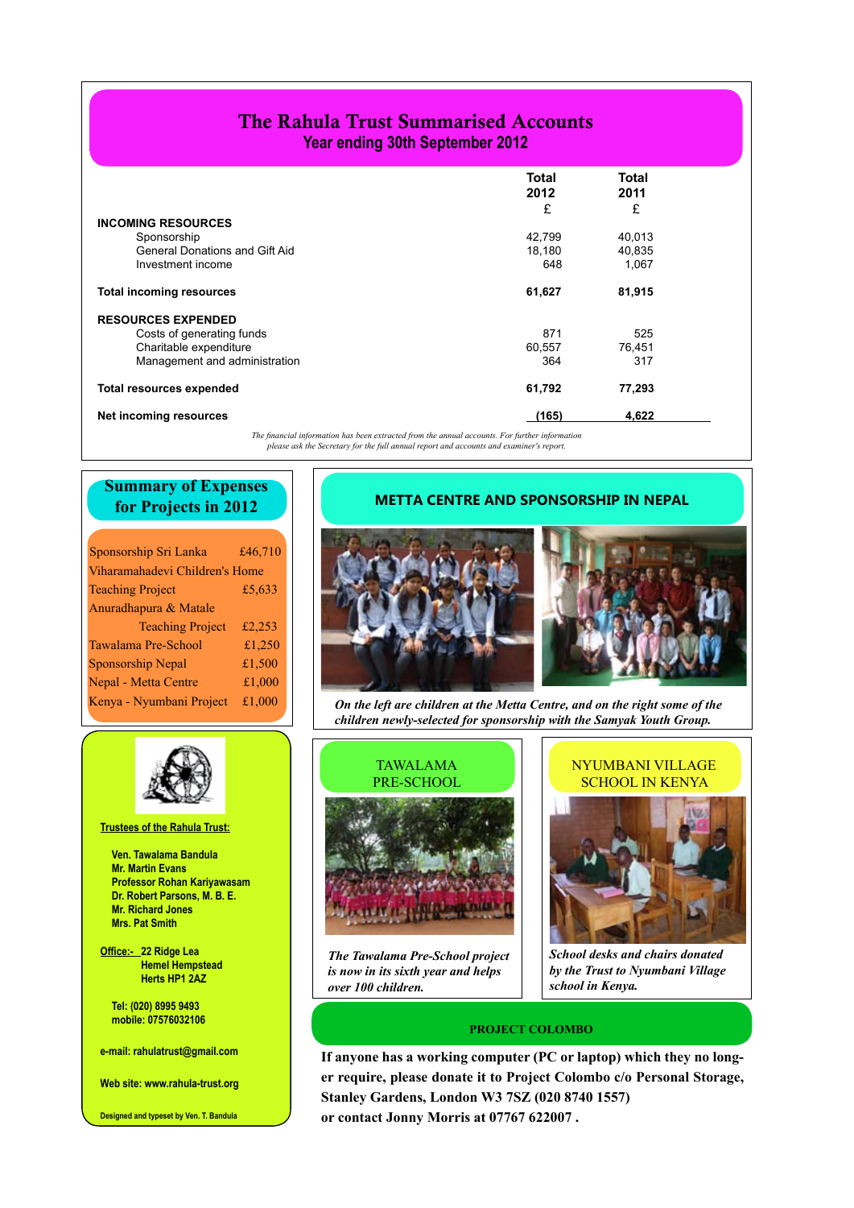# The Rahula Trust Summarised Accounts

## Year ending 30th September 2012

| | Total 2012 £ | Total 2011 £ |
|---|---|---|
| **INCOMING RESOURCES** | | |
| Sponsorship | 42,799 | 40,013 |
| General Donations and Gift Aid | 18,180 | 40,835 |
| Investment income | 648 | 1,067 |
| **Total incoming resources** | **61,627** | **81,915** |
| **RESOURCES EXPENDED** | | |
| Costs of generating funds | 871 | 525 |
| Charitable expenditure | 60,557 | 76,451 |
| Management and administration | 364 | 317 |
| **Total resources expended** | **61,792** | **77,293** |
| **Net incoming resources** | **(165)** | **4,622** |

*The financial information has been extracted from the annual accounts. For further information please ask the Secretary for the full annual report and accounts and examiner's report.*

## Summary of Expenses for Projects in 2012

| | |
|---|---|
| Sponsorship Sri Lanka | £46,710 |
| Viharamahadevi Children's Home | |
| Teaching Project | £5,633 |
| Anuradhapura & Matale Teaching Project | £2,253 |
| Tawalama Pre-School | £1,250 |
| Sponsorship Nepal | £1,500 |
| Nepal - Metta Centre | £1,000 |
| Kenya - Nyumbani Project | £1,000 |

**Trustees of the Rahula Trust:**

**Ven. Tawalama Bandula**
**Mr. Martin Evans**
**Professor Rohan Kariyawasam**
**Dr. Robert Parsons, M. B. E.**
**Mr. Richard Jones**
**Mrs. Pat Smith**

**Office:-** **22 Ridge Lea**
**Hemel Hempstead**
**Herts HP1 2AZ**

**Tel: (020) 8995 9493**
**mobile: 07576032106**

**e-mail: rahulatrust@gmail.com**

**Web site: www.rahula-trust.org**

**Designed and typeset by Ven. T. Bandula**

## METTA CENTRE AND SPONSORSHIP IN NEPAL

***On the left are children at the Metta Centre, and on the right some of the children newly-selected for sponsorship with the Samyak Youth Group.***

## TAWALAMA PRE-SCHOOL

***The Tawalama Pre-School project is now in its sixth year and helps over 100 children.***

## NYUMBANI VILLAGE SCHOOL IN KENYA

***School desks and chairs donated by the Trust to Nyumbani Village school in Kenya.***

## PROJECT COLOMBO

**If anyone has a working computer (PC or laptop) which they no longer require, please donate it to Project Colombo c/o Personal Storage, Stanley Gardens, London W3 7SZ (020 8740 1557) or contact Jonny Morris at 07767 622007 .**